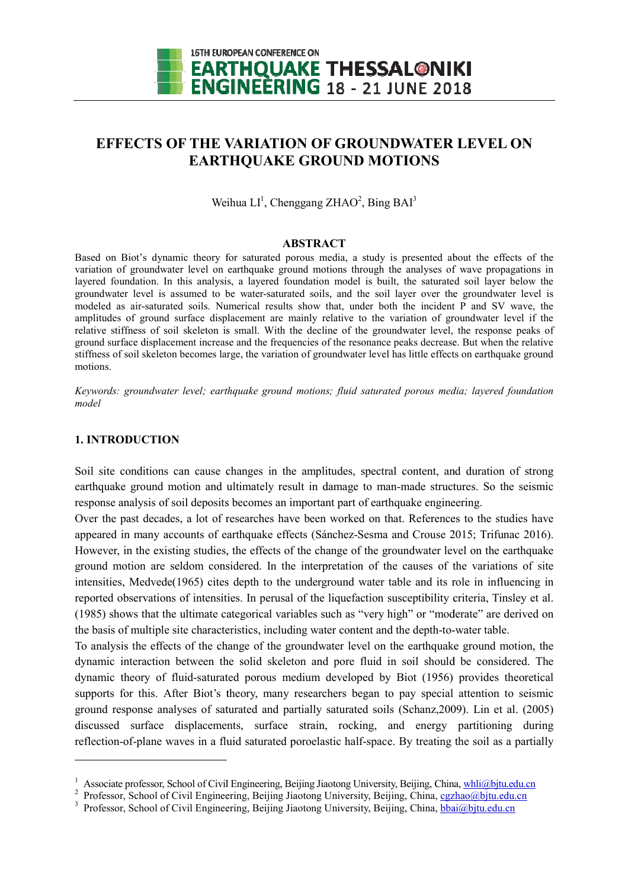# EFFECTS OF THE VARIATION OF GROUNDWATER LEVEL ON EARTHQUAKE GROUND MOTIONS

Weihua LI[1], Chenggang ZHAO[2], Bing BAI[3]

## ABSTRACT

Based on Biot's dynamic theory for saturated porous media, a study is presented about the effects of the variation of groundwater level on earthquake ground motions through the analyses of wave propagations in layered foundation. In this analysis, a layered foundation model is built, the saturated soil layer below the groundwater level is assumed to be water-saturated soils, and the soil layer over the groundwater level is modeled as air-saturated soils. Numerical results show that, under both the incident P and SV wave, the amplitudes of ground surface displacement are mainly relative to the variation of groundwater level if the relative stiffness of soil skeleton is small. With the decline of the groundwater level, the response peaks of ground surface displacement increase and the frequencies of the resonance peaks decrease. But when the relative stiffness of soil skeleton becomes large, the variation of groundwater level has little effects on earthquake ground motions.

*Keywords: groundwater level; earthquake ground motions; fluid saturated porous media; layered foundation model*

## 1. INTRODUCTION

Soil site conditions can cause changes in the amplitudes, spectral content, and duration of strong earthquake ground motion and ultimately result in damage to man-made structures. So the seismic response analysis of soil deposits becomes an important part of earthquake engineering.

Over the past decades, a lot of researches have been worked on that. References to the studies have appeared in many accounts of earthquake effects (Sánchez-Sesma and Crouse 2015; Trifunac 2016). However, in the existing studies, the effects of the change of the groundwater level on the earthquake ground motion are seldom considered. In the interpretation of the causes of the variations of site intensities, Medvede(1965) cites depth to the underground water table and its role in influencing in reported observations of intensities. In perusal of the liquefaction susceptibility criteria, Tinsley et al. (1985) shows that the ultimate categorical variables such as "very high" or "moderate" are derived on the basis of multiple site characteristics, including water content and the depth-to-water table.

To analysis the effects of the change of the groundwater level on the earthquake ground motion, the dynamic interaction between the solid skeleton and pore fluid in soil should be considered. The dynamic theory of fluid-saturated porous medium developed by Biot (1956) provides theoretical supports for this. After Biot's theory, many researchers began to pay special attention to seismic ground response analyses of saturated and partially saturated soils (Schanz,2009). Lin et al. (2005) discussed surface displacements, surface strain, rocking, and energy partitioning during reflection-of-plane waves in a fluid saturated poroelastic half-space. By treating the soil as a partially

---

[1] Associate professor, School of Civil Engineering, Beijing Jiaotong University, Beijing, China, whli@bjtu.edu.cn

[2] Professor, School of Civil Engineering, Beijing Jiaotong University, Beijing, China, cgzhao@bjtu.edu.cn

[3] Professor, School of Civil Engineering, Beijing Jiaotong University, Beijing, China, bbai@bjtu.edu.cn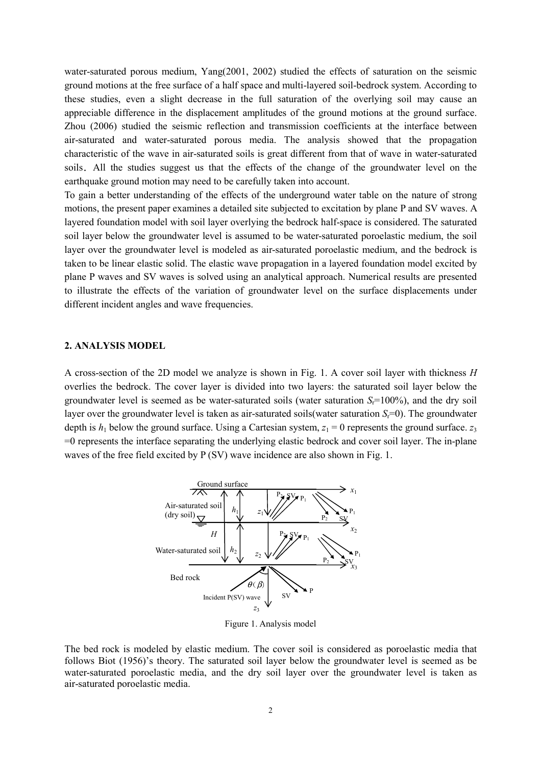water-saturated porous medium, Yang(2001, 2002) studied the effects of saturation on the seismic ground motions at the free surface of a half space and multi-layered soil-bedrock system. According to these studies, even a slight decrease in the full saturation of the overlying soil may cause an appreciable difference in the displacement amplitudes of the ground motions at the ground surface. Zhou (2006) studied the seismic reflection and transmission coefficients at the interface between air-saturated and water-saturated porous media. The analysis showed that the propagation characteristic of the wave in air-saturated soils is great different from that of wave in water-saturated soils. All the studies suggest us that the effects of the change of the groundwater level on the earthquake ground motion may need to be carefully taken into account.

To gain a better understanding of the effects of the underground water table on the nature of strong motions, the present paper examines a detailed site subjected to excitation by plane P and SV waves. A layered foundation model with soil layer overlying the bedrock half-space is considered. The saturated soil layer below the groundwater level is assumed to be water-saturated poroelastic medium, the soil layer over the groundwater level is modeled as air-saturated poroelastic medium, and the bedrock is taken to be linear elastic solid. The elastic wave propagation in a layered foundation model excited by plane P waves and SV waves is solved using an analytical approach. Numerical results are presented to illustrate the effects of the variation of groundwater level on the surface displacements under different incident angles and wave frequencies.

## 2. ANALYSIS MODEL

A cross-section of the 2D model we analyze is shown in Fig. 1. A cover soil layer with thickness $H$ overlies the bedrock. The cover layer is divided into two layers: the saturated soil layer below the groundwater level is seemed as be water-saturated soils (water saturation $S_r$=100%), and the dry soil layer over the groundwater level is taken as air-saturated soils(water saturation $S_r$=0). The groundwater depth is $h_1$ below the ground surface. Using a Cartesian system, $z_1 = 0$ represents the ground surface. $z_3 = 0$ represents the interface separating the underlying elastic bedrock and cover soil layer. The in-plane waves of the free field excited by P (SV) wave incidence are also shown in Fig. 1.

Figure 1. Analysis model

The bed rock is modeled by elastic medium. The cover soil is considered as poroelastic media that follows Biot (1956)'s theory. The saturated soil layer below the groundwater level is seemed as be water-saturated poroelastic media, and the dry soil layer over the groundwater level is taken as air-saturated poroelastic media.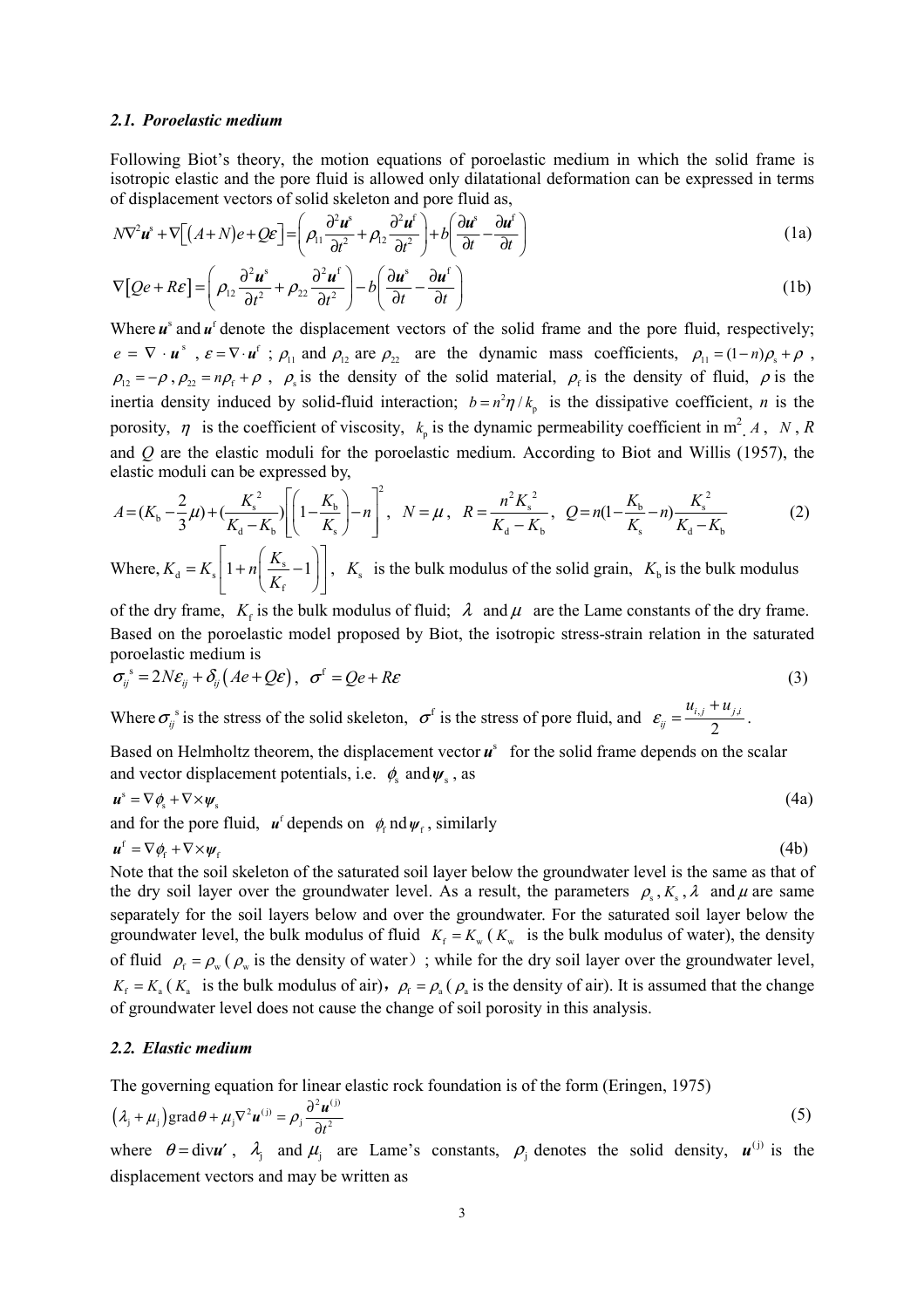### *2.1. Poroelastic medium*

Following Biot's theory, the motion equations of poroelastic medium in which the solid frame is isotropic elastic and the pore fluid is allowed only dilatational deformation can be expressed in terms of displacement vectors of solid skeleton and pore fluid as,

$$N\nabla^2\boldsymbol{u}^{\mathrm{s}} + \nabla\left[\left(A+N\right)e + Q\varepsilon\right] = \left(\rho_{11}\frac{\partial^2\boldsymbol{u}^{\mathrm{s}}}{\partial t^2} + \rho_{12}\frac{\partial^2\boldsymbol{u}^{\mathrm{f}}}{\partial t^2}\right) + b\left(\frac{\partial\boldsymbol{u}^{\mathrm{s}}}{\partial t} - \frac{\partial\boldsymbol{u}^{\mathrm{f}}}{\partial t}\right) \tag{1a}$$

$$\nabla\left[Qe + R\varepsilon\right] = \left(\rho_{12}\frac{\partial^2\boldsymbol{u}^{\mathrm{s}}}{\partial t^2} + \rho_{22}\frac{\partial^2\boldsymbol{u}^{\mathrm{f}}}{\partial t^2}\right) - b\left(\frac{\partial\boldsymbol{u}^{\mathrm{s}}}{\partial t} - \frac{\partial\boldsymbol{u}^{\mathrm{f}}}{\partial t}\right) \tag{1b}$$

Where $\boldsymbol{u}^{\mathrm{s}}$ and $\boldsymbol{u}^{\mathrm{f}}$ denote the displacement vectors of the solid frame and the pore fluid, respectively; $e = \nabla\cdot\boldsymbol{u}^{\mathrm{s}}$ , $\varepsilon = \nabla\cdot\boldsymbol{u}^{\mathrm{f}}$ ; $\rho_{11}$ and $\rho_{12}$ are $\rho_{22}$ are the dynamic mass coefficients, $\rho_{11} = (1-n)\rho_{\mathrm{s}} + \rho$ , $\rho_{12} = -\rho$ , $\rho_{22} = n\rho_{\mathrm{f}} + \rho$ , $\rho_{\mathrm{s}}$ is the density of the solid material, $\rho_{\mathrm{f}}$ is the density of fluid, $\rho$ is the inertia density induced by solid-fluid interaction; $b = n^2\eta / k_{\mathrm{p}}$ is the dissipative coefficient, *n* is the porosity, $\eta$ is the coefficient of viscosity, $k_{\mathrm{p}}$ is the dynamic permeability coefficient in m$^2$. $A$ , $N$ , $R$ and $Q$ are the elastic moduli for the poroelastic medium. According to Biot and Willis (1957), the elastic moduli can be expressed by,

$$A = (K_{\mathrm{b}} - \frac{2}{3}\mu) + (\frac{K_{\mathrm{s}}^2}{K_{\mathrm{d}} - K_{\mathrm{b}}})\left[\left(1 - \frac{K_{\mathrm{b}}}{K_{\mathrm{s}}}\right) - n\right]^2, \quad N = \mu, \quad R = \frac{n^2 K_{\mathrm{s}}^2}{K_{\mathrm{d}} - K_{\mathrm{b}}}, \quad Q = n(1 - \frac{K_{\mathrm{b}}}{K_{\mathrm{s}}} - n)\frac{K_{\mathrm{s}}^2}{K_{\mathrm{d}} - K_{\mathrm{b}}} \tag{2}$$

Where, $K_{\mathrm{d}} = K_{\mathrm{s}}\left[1 + n\left(\frac{K_{\mathrm{s}}}{K_{\mathrm{f}}} - 1\right)\right]$, $K_{\mathrm{s}}$ is the bulk modulus of the solid grain, $K_{\mathrm{b}}$ is the bulk modulus of the dry frame, $K_{\mathrm{f}}$ is the bulk modulus of fluid; $\lambda$ and $\mu$ are the Lame constants of the dry frame. Based on the poroelastic model proposed by Biot, the isotropic stress-strain relation in the saturated poroelastic medium is

$$\sigma_{ij}^{\mathrm{s}} = 2N\varepsilon_{ij} + \delta_{ij}\left(Ae + Q\varepsilon\right), \quad \sigma^{\mathrm{f}} = Qe + R\varepsilon \tag{3}$$

Where $\sigma_{ij}^{\mathrm{s}}$ is the stress of the solid skeleton, $\sigma^{\mathrm{f}}$ is the stress of pore fluid, and $\varepsilon_{ij} = \frac{u_{i,j} + u_{j,i}}{2}$.

Based on Helmholtz theorem, the displacement vector $\boldsymbol{u}^{\mathrm{s}}$ for the solid frame depends on the scalar and vector displacement potentials, i.e. $\phi_{\mathrm{s}}$ and $\boldsymbol{\psi}_{\mathrm{s}}$ , as

$$\boldsymbol{u}^{\mathrm{s}} = \nabla\phi_{\mathrm{s}} + \nabla\times\boldsymbol{\psi}_{\mathrm{s}} \tag{4a}$$

and for the pore fluid, $\boldsymbol{u}^{\mathrm{f}}$ depends on $\phi_{\mathrm{f}}$ nd $\boldsymbol{\psi}_{\mathrm{f}}$ , similarly

$$\boldsymbol{u}^{\mathrm{f}} = \nabla\phi_{\mathrm{f}} + \nabla\times\boldsymbol{\psi}_{\mathrm{f}} \tag{4b}$$

Note that the soil skeleton of the saturated soil layer below the groundwater level is the same as that of the dry soil layer over the groundwater level. As a result, the parameters $\rho_{\mathrm{s}}, K_{\mathrm{s}}, \lambda$ and $\mu$ are same separately for the soil layers below and over the groundwater. For the saturated soil layer below the groundwater level, the bulk modulus of fluid $K_{\mathrm{f}} = K_{\mathrm{w}}$ ( $K_{\mathrm{w}}$ is the bulk modulus of water), the density of fluid $\rho_{\mathrm{f}} = \rho_{\mathrm{w}}$ ( $\rho_{\mathrm{w}}$ is the density of water) ; while for the dry soil layer over the groundwater level, $K_{\mathrm{f}} = K_{\mathrm{a}}$ ( $K_{\mathrm{a}}$ is the bulk modulus of air), $\rho_{\mathrm{f}} = \rho_{\mathrm{a}}$ ( $\rho_{\mathrm{a}}$ is the density of air). It is assumed that the change of groundwater level does not cause the change of soil porosity in this analysis.

### *2.2. Elastic medium*

The governing equation for linear elastic rock foundation is of the form (Eringen, 1975)

$$\left(\lambda_{\mathrm{j}} + \mu_{\mathrm{j}}\right)\mathrm{grad}\theta + \mu_{\mathrm{j}}\nabla^2\boldsymbol{u}^{(\mathrm{j})} = \rho_{\mathrm{j}}\frac{\partial^2\boldsymbol{u}^{(\mathrm{j})}}{\partial t^2} \tag{5}$$

where $\theta = \mathrm{div}\boldsymbol{u}'$ , $\lambda_{\mathrm{j}}$ and $\mu_{\mathrm{j}}$ are Lame's constants, $\rho_{\mathrm{j}}$ denotes the solid density, $\boldsymbol{u}^{(\mathrm{j})}$ is the displacement vectors and may be written as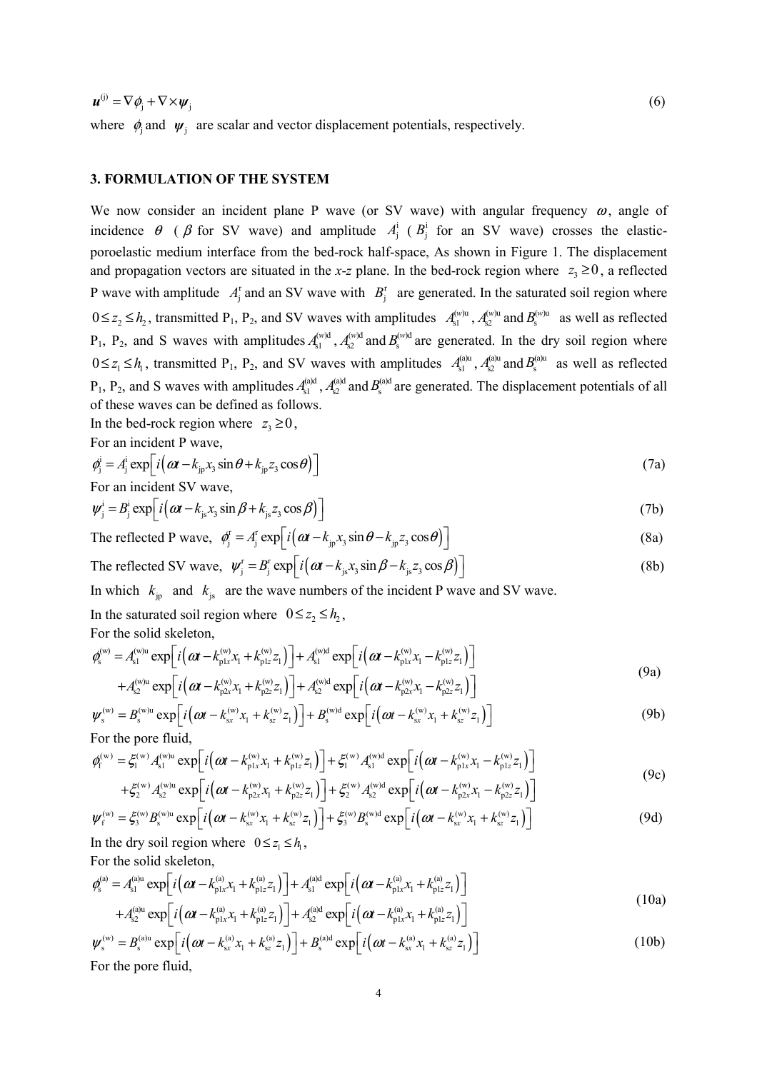$$\boldsymbol{u}^{(\mathrm{j})} = \nabla \phi_{\mathrm{j}} + \nabla \times \boldsymbol{\psi}_{\mathrm{j}} \tag{6}$$

where $\phi_{\mathrm{j}}$ and $\boldsymbol{\psi}_{\mathrm{j}}$ are scalar and vector displacement potentials, respectively.

## 3. FORMULATION OF THE SYSTEM

We now consider an incident plane P wave (or SV wave) with angular frequency $\omega$, angle of incidence $\theta$ ($\beta$ for SV wave) and amplitude $A_{\mathrm{j}}^{\mathrm{i}}$ ($B_{\mathrm{j}}^{\mathrm{i}}$ for an SV wave) crosses the elastic-poroelastic medium interface from the bed-rock half-space, As shown in Figure 1. The displacement and propagation vectors are situated in the *x-z* plane. In the bed-rock region where $z_3 \geq 0$, a reflected P wave with amplitude $A_{\mathrm{j}}^{\mathrm{r}}$ and an SV wave with $B_{\mathrm{j}}^{\mathrm{r}}$ are generated. In the saturated soil region where $0 \leq z_2 \leq h_2$, transmitted P$_1$, P$_2$, and SV waves with amplitudes $A_{\mathrm{s1}}^{(w)\mathrm{u}}$, $A_{\mathrm{s2}}^{(w)\mathrm{u}}$ and $B_{\mathrm{s}}^{(w)\mathrm{u}}$ as well as reflected P$_1$, P$_2$, and S waves with amplitudes $A_{\mathrm{s1}}^{(w)\mathrm{d}}$, $A_{\mathrm{s2}}^{(w)\mathrm{d}}$ and $B_{\mathrm{s}}^{(w)\mathrm{d}}$ are generated. In the dry soil region where $0 \leq z_1 \leq h_1$, transmitted P$_1$, P$_2$, and SV waves with amplitudes $A_{\mathrm{s1}}^{(\mathrm{a})\mathrm{u}}$, $A_{\mathrm{s2}}^{(\mathrm{a})\mathrm{u}}$ and $B_{\mathrm{s}}^{(\mathrm{a})\mathrm{u}}$ as well as reflected P$_1$, P$_2$, and S waves with amplitudes $A_{\mathrm{s1}}^{(\mathrm{a})\mathrm{d}}$, $A_{\mathrm{s2}}^{(\mathrm{a})\mathrm{d}}$ and $B_{\mathrm{s}}^{(\mathrm{a})\mathrm{d}}$ are generated. The displacement potentials of all of these waves can be defined as follows.

In the bed-rock region where $z_3 \geq 0$,

For an incident P wave,

$$\phi_{\mathrm{j}}^{\mathrm{i}} = A_{\mathrm{j}}^{\mathrm{i}} \exp\left[ i\left( \omega t - k_{\mathrm{jp}} x_3 \sin\theta + k_{\mathrm{jp}} z_3 \cos\theta \right) \right] \tag{7a}$$

For an incident SV wave,

$$\psi_{\mathrm{j}}^{\mathrm{i}} = B_{\mathrm{j}}^{\mathrm{i}} \exp\left[ i\left( \omega t - k_{\mathrm{js}} x_3 \sin\beta + k_{\mathrm{js}} z_3 \cos\beta \right) \right] \tag{7b}$$

The reflected P wave, $\phi_{\mathrm{j}}^{\mathrm{r}} = A_{\mathrm{j}}^{\mathrm{r}} \exp\left[ i\left( \omega t - k_{\mathrm{jp}} x_3 \sin\theta - k_{\mathrm{jp}} z_3 \cos\theta \right) \right]$ (8a)

The reflected SV wave, $\psi_{\mathrm{j}}^{\mathrm{r}} = B_{\mathrm{j}}^{\mathrm{r}} \exp\left[ i\left( \omega t - k_{\mathrm{js}} x_3 \sin\beta - k_{\mathrm{js}} z_3 \cos\beta \right) \right]$ (8b)

In which $k_{\mathrm{jp}}$ and $k_{\mathrm{js}}$ are the wave numbers of the incident P wave and SV wave.

In the saturated soil region where $0 \leq z_2 \leq h_2$,

For the solid skeleton,

$$\begin{aligned} \phi_{\mathrm{s}}^{(\mathrm{w})} = {} & A_{\mathrm{s1}}^{(\mathrm{w})\mathrm{u}} \exp\left[ i\left( \omega t - k_{\mathrm{p1}x}^{(\mathrm{w})} x_1 + k_{\mathrm{p1}z}^{(\mathrm{w})} z_1 \right) \right] + A_{\mathrm{s1}}^{(\mathrm{w})\mathrm{d}} \exp\left[ i\left( \omega t - k_{\mathrm{p1}x}^{(\mathrm{w})} x_1 - k_{\mathrm{p1}z}^{(\mathrm{w})} z_1 \right) \right] \\ & + A_{\mathrm{s2}}^{(\mathrm{w})\mathrm{u}} \exp\left[ i\left( \omega t - k_{\mathrm{p2}x}^{(\mathrm{w})} x_1 + k_{\mathrm{p2}z}^{(\mathrm{w})} z_1 \right) \right] + A_{\mathrm{s2}}^{(\mathrm{w})\mathrm{d}} \exp\left[ i\left( \omega t - k_{\mathrm{p2}x}^{(\mathrm{w})} x_1 - k_{\mathrm{p2}z}^{(\mathrm{w})} z_1 \right) \right] \end{aligned} \tag{9a}$$

$$\psi_{\mathrm{s}}^{(\mathrm{w})} = B_{\mathrm{s}}^{(\mathrm{w})\mathrm{u}} \exp\left[ i\left( \omega t - k_{\mathrm{s}x}^{(\mathrm{w})} x_1 + k_{\mathrm{s}z}^{(\mathrm{w})} z_1 \right) \right] + B_{\mathrm{s}}^{(\mathrm{w})\mathrm{d}} \exp\left[ i\left( \omega t - k_{\mathrm{s}x}^{(\mathrm{w})} x_1 + k_{\mathrm{s}z}^{(\mathrm{w})} z_1 \right) \right] \tag{9b}$$

For the pore fluid,

$$\begin{aligned} \phi_{\mathrm{f}}^{(\mathrm{w})} = {} & \xi_1^{(\mathrm{w})} A_{\mathrm{s1}}^{(\mathrm{w})\mathrm{u}} \exp\left[ i\left( \omega t - k_{\mathrm{p1}x}^{(\mathrm{w})} x_1 + k_{\mathrm{p1}z}^{(\mathrm{w})} z_1 \right) \right] + \xi_1^{(\mathrm{w})} A_{\mathrm{s1}}^{(\mathrm{w})\mathrm{d}} \exp\left[ i\left( \omega t - k_{\mathrm{p1}x}^{(\mathrm{w})} x_1 - k_{\mathrm{p1}z}^{(\mathrm{w})} z_1 \right) \right] \\ & + \xi_2^{(\mathrm{w})} A_{\mathrm{s2}}^{(\mathrm{w})\mathrm{u}} \exp\left[ i\left( \omega t - k_{\mathrm{p2}x}^{(\mathrm{w})} x_1 + k_{\mathrm{p2}z}^{(\mathrm{w})} z_1 \right) \right] + \xi_2^{(\mathrm{w})} A_{\mathrm{s2}}^{(\mathrm{w})\mathrm{d}} \exp\left[ i\left( \omega t - k_{\mathrm{p2}x}^{(\mathrm{w})} x_1 - k_{\mathrm{p2}z}^{(\mathrm{w})} z_1 \right) \right] \end{aligned} \tag{9c}$$

$$\psi_{\mathrm{f}}^{(\mathrm{w})} = \xi_3^{(\mathrm{w})} B_{\mathrm{s}}^{(\mathrm{w})\mathrm{u}} \exp\left[ i\left( \omega t - k_{\mathrm{s}x}^{(\mathrm{w})} x_1 + k_{\mathrm{s}z}^{(\mathrm{w})} z_1 \right) \right] + \xi_3^{(\mathrm{w})} B_{\mathrm{s}}^{(\mathrm{w})\mathrm{d}} \exp\left[ i\left( \omega t - k_{\mathrm{s}x}^{(\mathrm{w})} x_1 + k_{\mathrm{s}z}^{(\mathrm{w})} z_1 \right) \right] \tag{9d}$$

In the dry soil region where $0 \leq z_1 \leq h_1$,

For the solid skeleton,

$$\begin{aligned} \phi_{\mathrm{s}}^{(\mathrm{a})} = {} & A_{\mathrm{s1}}^{(\mathrm{a})\mathrm{u}} \exp\left[ i\left( \omega t - k_{\mathrm{p1}x}^{(\mathrm{a})} x_1 + k_{\mathrm{p1}z}^{(\mathrm{a})} z_1 \right) \right] + A_{\mathrm{s1}}^{(\mathrm{a})\mathrm{d}} \exp\left[ i\left( \omega t - k_{\mathrm{p1}x}^{(\mathrm{a})} x_1 + k_{\mathrm{p1}z}^{(\mathrm{a})} z_1 \right) \right] \\ & + A_{\mathrm{s2}}^{(\mathrm{a})\mathrm{u}} \exp\left[ i\left( \omega t - k_{\mathrm{p1}x}^{(\mathrm{a})} x_1 + k_{\mathrm{p1}z}^{(\mathrm{a})} z_1 \right) \right] + A_{\mathrm{s2}}^{(\mathrm{a})\mathrm{d}} \exp\left[ i\left( \omega t - k_{\mathrm{p1}x}^{(\mathrm{a})} x_1 + k_{\mathrm{p1}z}^{(\mathrm{a})} z_1 \right) \right] \end{aligned} \tag{10a}$$

$$\psi_{\mathrm{s}}^{(\mathrm{w})} = B_{\mathrm{s}}^{(\mathrm{a})\mathrm{u}} \exp\left[ i\left( \omega t - k_{\mathrm{s}x}^{(\mathrm{a})} x_1 + k_{\mathrm{s}z}^{(\mathrm{a})} z_1 \right) \right] + B_{\mathrm{s}}^{(\mathrm{a})\mathrm{d}} \exp\left[ i\left( \omega t - k_{\mathrm{s}x}^{(\mathrm{a})} x_1 + k_{\mathrm{s}z}^{(\mathrm{a})} z_1 \right) \right] \tag{10b}$$

For the pore fluid,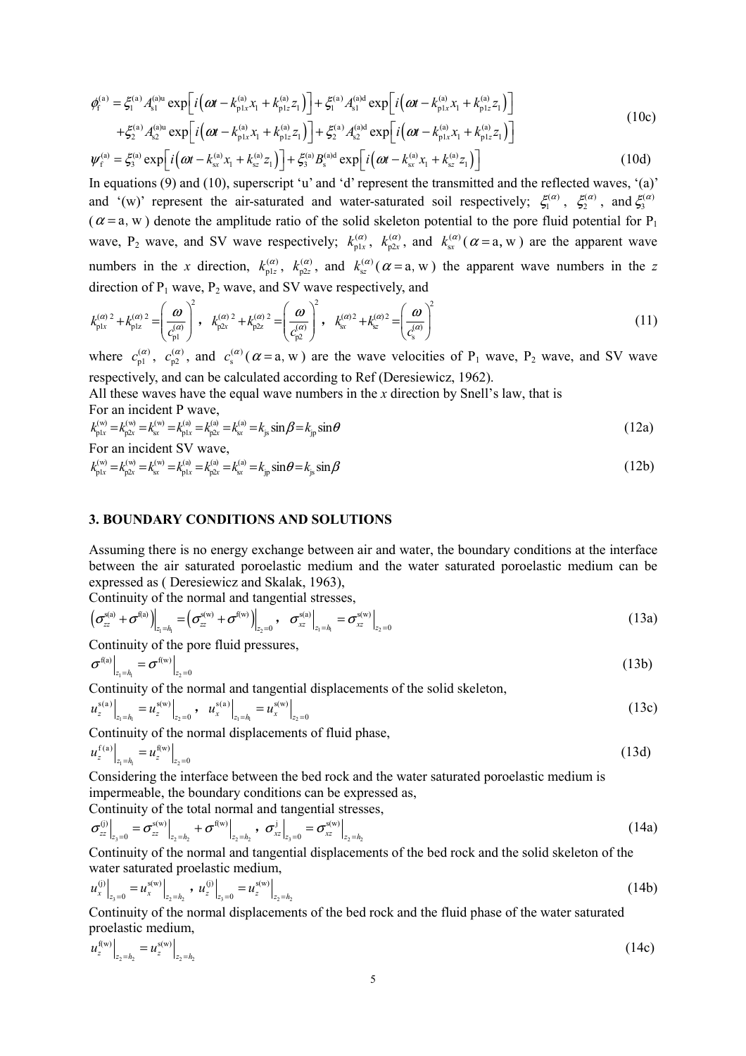$$\phi_{\mathrm{f}}^{(\mathrm{a})} = \xi_1^{(\mathrm{a})} A_{\mathrm{s1}}^{(\mathrm{a})\mathrm{u}} \exp\left[i\left(\omega t - k_{\mathrm{p1}x}^{(\mathrm{a})} x_1 + k_{\mathrm{p1}z}^{(\mathrm{a})} z_1\right)\right] + \xi_1^{(\mathrm{a})} A_{\mathrm{s1}}^{(\mathrm{a})\mathrm{d}} \exp\left[i\left(\omega t - k_{\mathrm{p1}x}^{(\mathrm{a})} x_1 + k_{\mathrm{p1}z}^{(\mathrm{a})} z_1\right)\right]$$
$$+ \xi_2^{(\mathrm{a})} A_{\mathrm{s2}}^{(\mathrm{a})\mathrm{u}} \exp\left[i\left(\omega t - k_{\mathrm{p1}x}^{(\mathrm{a})} x_1 + k_{\mathrm{p1}z}^{(\mathrm{a})} z_1\right)\right] + \xi_2^{(\mathrm{a})} A_{\mathrm{s2}}^{(\mathrm{a})\mathrm{d}} \exp\left[i\left(\omega t - k_{\mathrm{p1}x}^{(\mathrm{a})} x_1 + k_{\mathrm{p1}z}^{(\mathrm{a})} z_1\right)\right] \tag{10c}$$

$$\psi_{\mathrm{f}}^{(\mathrm{a})} = \xi_3^{(\mathrm{a})} \exp\left[i\left(\omega t - k_{\mathrm{s}x}^{(\mathrm{a})} x_1 + k_{\mathrm{s}z}^{(\mathrm{a})} z_1\right)\right] + \xi_3^{(\mathrm{a})} B_{\mathrm{s}}^{(\mathrm{a})\mathrm{d}} \exp\left[i\left(\omega t - k_{\mathrm{s}x}^{(\mathrm{a})} x_1 + k_{\mathrm{s}z}^{(\mathrm{a})} z_1\right)\right] \tag{10d}$$

In equations (9) and (10), superscript 'u' and 'd' represent the transmitted and the reflected waves, '(a)' and '(w)' represent the air-saturated and water-saturated soil respectively; $\xi_1^{(\alpha)}$, $\xi_2^{(\alpha)}$, and $\xi_3^{(\alpha)}$ ($\alpha = \mathrm{a, w}$) denote the amplitude ratio of the solid skeleton potential to the pore fluid potential for $\mathrm{P_1}$ wave, $\mathrm{P_2}$ wave, and SV wave respectively; $k_{\mathrm{p1}x}^{(\alpha)}$, $k_{\mathrm{p2}x}^{(\alpha)}$, and $k_{\mathrm{s}x}^{(\alpha)}$ ($\alpha = \mathrm{a, w}$) are the apparent wave numbers in the $x$ direction, $k_{\mathrm{p1}z}^{(\alpha)}$, $k_{\mathrm{p2}z}^{(\alpha)}$, and $k_{\mathrm{s}z}^{(\alpha)}$ ($\alpha = \mathrm{a, w}$) the apparent wave numbers in the $z$ direction of $\mathrm{P_1}$ wave, $\mathrm{P_2}$ wave, and SV wave respectively, and

$$k_{\mathrm{p1}x}^{(\alpha)\,2} + k_{\mathrm{p1}z}^{(\alpha)\,2} = \left(\frac{\omega}{c_{\mathrm{p1}}^{(\alpha)}}\right)^2, \quad k_{\mathrm{p2}x}^{(\alpha)\,2} + k_{\mathrm{p2}z}^{(\alpha)\,2} = \left(\frac{\omega}{c_{\mathrm{p2}}^{(\alpha)}}\right)^2, \quad k_{\mathrm{s}x}^{(\alpha)\,2} + k_{\mathrm{s}z}^{(\alpha)\,2} = \left(\frac{\omega}{c_{\mathrm{s}}^{(\alpha)}}\right)^2 \tag{11}$$

where $c_{\mathrm{p1}}^{(\alpha)}$, $c_{\mathrm{p2}}^{(\alpha)}$, and $c_{\mathrm{s}}^{(\alpha)}$ ($\alpha = \mathrm{a, w}$) are the wave velocities of $\mathrm{P_1}$ wave, $\mathrm{P_2}$ wave, and SV wave respectively, and can be calculated according to Ref (Deresiewicz, 1962).

All these waves have the equal wave numbers in the $x$ direction by Snell's law, that is

For an incident P wave,

$$k_{\mathrm{p1}x}^{(\mathrm{w})} = k_{\mathrm{p2}x}^{(\mathrm{w})} = k_{\mathrm{s}x}^{(\mathrm{w})} = k_{\mathrm{p1}x}^{(\mathrm{a})} = k_{\mathrm{p2}x}^{(\mathrm{a})} = k_{\mathrm{s}x}^{(\mathrm{a})} = k_{\mathrm{js}} \sin\beta = k_{\mathrm{jp}} \sin\theta \tag{12a}$$

For an incident SV wave,

$$k_{\mathrm{p1}x}^{(\mathrm{w})} = k_{\mathrm{p2}x}^{(\mathrm{w})} = k_{\mathrm{s}x}^{(\mathrm{w})} = k_{\mathrm{p1}x}^{(\mathrm{a})} = k_{\mathrm{p2}x}^{(\mathrm{a})} = k_{\mathrm{s}x}^{(\mathrm{a})} = k_{\mathrm{jp}} \sin\theta = k_{\mathrm{js}} \sin\beta \tag{12b}$$

## 3. BOUNDARY CONDITIONS AND SOLUTIONS

Assuming there is no energy exchange between air and water, the boundary conditions at the interface between the air saturated poroelastic medium and the water saturated poroelastic medium can be expressed as ( Deresiewicz and Skalak, 1963),

Continuity of the normal and tangential stresses,

$$\left(\sigma_{zz}^{\mathrm{s(a)}} + \sigma^{\mathrm{f(a)}}\right)\Big|_{z_1 = h_1} = \left(\sigma_{zz}^{\mathrm{s(w)}} + \sigma^{\mathrm{f(w)}}\right)\Big|_{z_2 = 0}, \quad \sigma_{xz}^{\mathrm{s(a)}}\Big|_{z_1 = h_1} = \sigma_{xz}^{\mathrm{s(w)}}\Big|_{z_2 = 0} \tag{13a}$$

Continuity of the pore fluid pressures,

$$\sigma^{\mathrm{f(a)}}\Big|_{z_1 = h_1} = \sigma^{\mathrm{f(w)}}\Big|_{z_2 = 0} \tag{13b}$$

Continuity of the normal and tangential displacements of the solid skeleton,

$$u_z^{\mathrm{s(a)}}\Big|_{z_1 = h_1} = u_z^{\mathrm{s(w)}}\Big|_{z_2 = 0}, \quad u_x^{\mathrm{s(a)}}\Big|_{z_1 = h_1} = u_x^{\mathrm{s(w)}}\Big|_{z_2 = 0} \tag{13c}$$

Continuity of the normal displacements of fluid phase,

$$u_z^{\mathrm{f(a)}}\Big|_{z_1 = h_1} = u_z^{\mathrm{f(w)}}\Big|_{z_2 = 0} \tag{13d}$$

Considering the interface between the bed rock and the water saturated poroelastic medium is impermeable, the boundary conditions can be expressed as,

Continuity of the total normal and tangential stresses,

$$\sigma_{zz}^{(\mathrm{j})}\Big|_{z_3 = 0} = \sigma_{zz}^{\mathrm{s(w)}}\Big|_{z_2 = h_2} + \sigma^{\mathrm{f(w)}}\Big|_{z_2 = h_2}, \quad \sigma_{xz}^{\mathrm{j}}\Big|_{z_3 = 0} = \sigma_{xz}^{\mathrm{s(w)}}\Big|_{z_2 = h_2} \tag{14a}$$

Continuity of the normal and tangential displacements of the bed rock and the solid skeleton of the water saturated proelastic medium,

$$u_x^{(\mathrm{j})}\Big|_{z_3 = 0} = u_x^{\mathrm{s(w)}}\Big|_{z_2 = h_2}, \quad u_z^{(\mathrm{j})}\Big|_{z_3 = 0} = u_z^{\mathrm{s(w)}}\Big|_{z_2 = h_2} \tag{14b}$$

Continuity of the normal displacements of the bed rock and the fluid phase of the water saturated proelastic medium,

$$u_z^{\mathrm{f(w)}}\Big|_{z_2 = h_2} = u_z^{\mathrm{s(w)}}\Big|_{z_2 = h_2} \tag{14c}$$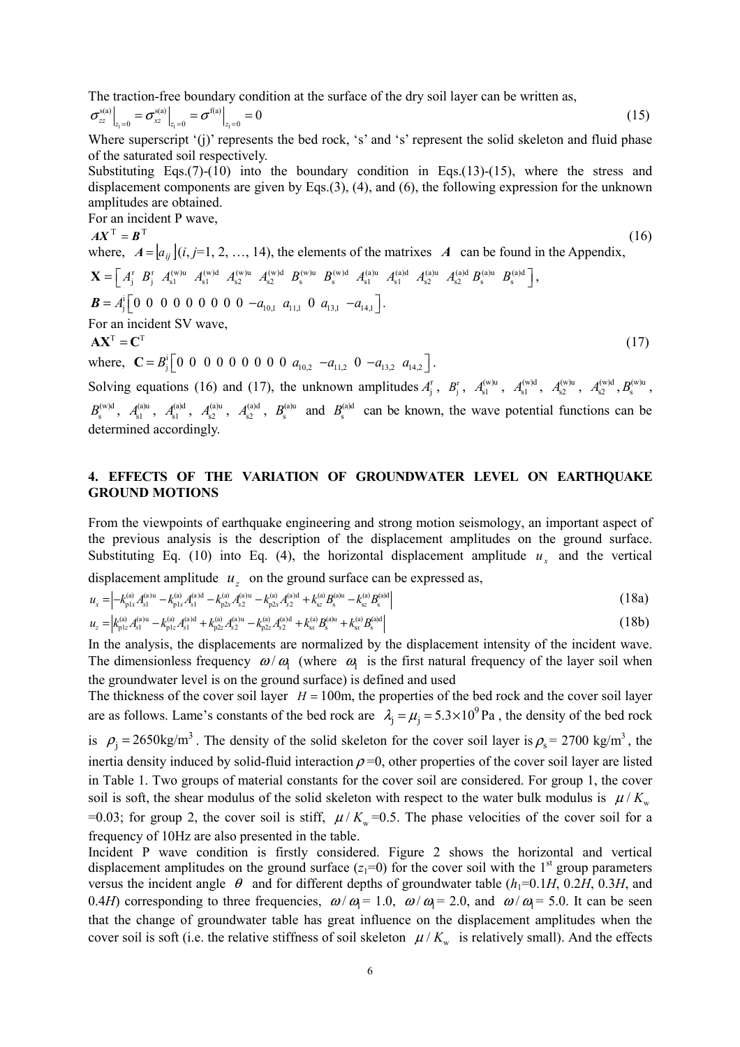The traction-free boundary condition at the surface of the dry soil layer can be written as,

$$\sigma_{zz}^{\mathrm{s(a)}}\Big|_{z_1=0} = \sigma_{xz}^{\mathrm{s(a)}}\Big|_{z_1=0} = \sigma^{\mathrm{f(a)}}\Big|_{z_1=0} = 0 \tag{15}$$

Where superscript '(j)' represents the bed rock, 's' and 's' represent the solid skeleton and fluid phase of the saturated soil respectively.

Substituting Eqs.(7)-(10) into the boundary condition in Eqs.(13)-(15), where the stress and displacement components are given by Eqs.(3), (4), and (6), the following expression for the unknown amplitudes are obtained.

For an incident P wave,

$$\boldsymbol{A}\boldsymbol{X}^{\mathrm{T}} = \boldsymbol{B}^{\mathrm{T}} \tag{16}$$

where, $\boldsymbol{A} = \lfloor a_{ij} \rfloor$($i$, $j$=1, 2, …, 14), the elements of the matrixes $\boldsymbol{A}$ can be found in the Appendix,

$$\mathbf{X} = \left[ A_{\mathrm{j}}^{\mathrm{r}} \;\; B_{\mathrm{j}}^{\mathrm{r}} \;\; A_{\mathrm{s1}}^{\mathrm{(w)u}} \;\; A_{\mathrm{s1}}^{\mathrm{(w)d}} \;\; A_{\mathrm{s2}}^{\mathrm{(w)u}} \;\; A_{\mathrm{s2}}^{\mathrm{(w)d}} \;\; B_{\mathrm{s}}^{\mathrm{(w)u}} \;\; B_{\mathrm{s}}^{\mathrm{(w)d}} \;\; A_{\mathrm{s1}}^{\mathrm{(a)u}} \;\; A_{\mathrm{s1}}^{\mathrm{(a)d}} \;\; A_{\mathrm{s2}}^{\mathrm{(a)u}} \;\; A_{\mathrm{s2}}^{\mathrm{(a)d}} \;\; B_{\mathrm{s}}^{\mathrm{(a)u}} \;\; B_{\mathrm{s}}^{\mathrm{(a)d}} \right],$$

$$\boldsymbol{B} = A_{\mathrm{j}}^{\mathrm{i}} \left[ 0 \;\; 0 \;\; 0 \;\; 0 \;\; 0 \;\; 0 \;\; 0 \;\; 0 \;\; 0 \;\; -a_{10,1} \;\; a_{11,1} \;\; 0 \;\; a_{13,1} \;\; -a_{14,1} \right].$$

For an incident SV wave,

$$\mathbf{A}\mathbf{X}^{\mathrm{T}} = \mathbf{C}^{\mathrm{T}} \tag{17}$$

where, $\mathbf{C} = B_{\mathrm{j}}^{\mathrm{i}} \left[ 0 \;\; 0 \;\; 0 \;\; 0 \;\; 0 \;\; 0 \;\; 0 \;\; 0 \;\; 0 \;\; a_{10,2} \;\; -a_{11,2} \;\; 0 \;\; -a_{13,2} \;\; a_{14,2} \right]$.

Solving equations (16) and (17), the unknown amplitudes $A_{\mathrm{j}}^{\mathrm{r}}$, $B_{\mathrm{j}}^{\mathrm{r}}$, $A_{\mathrm{s1}}^{\mathrm{(w)u}}$, $A_{\mathrm{s1}}^{\mathrm{(w)d}}$, $A_{\mathrm{s2}}^{\mathrm{(w)u}}$, $A_{\mathrm{s2}}^{\mathrm{(w)d}}$, $B_{\mathrm{s}}^{\mathrm{(w)u}}$, $B_{\mathrm{s}}^{\mathrm{(w)d}}$, $A_{\mathrm{s1}}^{\mathrm{(a)u}}$, $A_{\mathrm{s1}}^{\mathrm{(a)d}}$, $A_{\mathrm{s2}}^{\mathrm{(a)u}}$, $A_{\mathrm{s2}}^{\mathrm{(a)d}}$, $B_{\mathrm{s}}^{\mathrm{(a)u}}$ and $B_{\mathrm{s}}^{\mathrm{(a)d}}$ can be known, the wave potential functions can be determined accordingly.

## 4. EFFECTS OF THE VARIATION OF GROUNDWATER LEVEL ON EARTHQUAKE GROUND MOTIONS

From the viewpoints of earthquake engineering and strong motion seismology, an important aspect of the previous analysis is the description of the displacement amplitudes on the ground surface. Substituting Eq. (10) into Eq. (4), the horizontal displacement amplitude $u_x$ and the vertical displacement amplitude $u_z$ on the ground surface can be expressed as,

$$u_x = \left| -k_{\mathrm{p1}x}^{\mathrm{(a)}} A_{\mathrm{s1}}^{\mathrm{(a)u}} - k_{\mathrm{p1}x}^{\mathrm{(a)}} A_{\mathrm{s1}}^{\mathrm{(a)d}} - k_{\mathrm{p2}x}^{\mathrm{(a)}} A_{\mathrm{s2}}^{\mathrm{(a)u}} - k_{\mathrm{p2}x}^{\mathrm{(a)}} A_{\mathrm{s2}}^{\mathrm{(a)d}} + k_{\mathrm{s}z}^{\mathrm{(a)}} B_{\mathrm{s}}^{\mathrm{(a)u}} - k_{\mathrm{s}z}^{\mathrm{(a)}} B_{\mathrm{s}}^{\mathrm{(a)d}} \right| \tag{18a}$$

$$u_z = \left| k_{\mathrm{p1}z}^{\mathrm{(a)}} A_{\mathrm{s1}}^{\mathrm{(a)u}} - k_{\mathrm{p1}z}^{\mathrm{(a)}} A_{\mathrm{s1}}^{\mathrm{(a)d}} + k_{\mathrm{p2}z}^{\mathrm{(a)}} A_{\mathrm{s2}}^{\mathrm{(a)u}} - k_{\mathrm{p2}z}^{\mathrm{(a)}} A_{\mathrm{s2}}^{\mathrm{(a)d}} + k_{\mathrm{s}x}^{\mathrm{(a)}} B_{\mathrm{s}}^{\mathrm{(a)u}} + k_{\mathrm{s}x}^{\mathrm{(a)}} B_{\mathrm{s}}^{\mathrm{(a)d}} \right| \tag{18b}$$

In the analysis, the displacements are normalized by the displacement intensity of the incident wave. The dimensionless frequency $\omega/\omega_1$ (where $\omega_1$ is the first natural frequency of the layer soil when the groundwater level is on the ground surface) is defined and used

The thickness of the cover soil layer $H = 100$m, the properties of the bed rock and the cover soil layer are as follows. Lame's constants of the bed rock are $\lambda_{\mathrm{j}} = \mu_{\mathrm{j}} = 5.3\times10^9$ Pa , the density of the bed rock is $\rho_{\mathrm{j}} = 2650\mathrm{kg/m^3}$. The density of the solid skeleton for the cover soil layer is $\rho_{\mathrm{s}}$ = 2700 kg/m$^3$, the inertia density induced by solid-fluid interaction $\rho$ =0, other properties of the cover soil layer are listed in Table 1. Two groups of material constants for the cover soil are considered. For group 1, the cover soil is soft, the shear modulus of the solid skeleton with respect to the water bulk modulus is $\mu/K_{\mathrm{w}}$ =0.03; for group 2, the cover soil is stiff, $\mu/K_{\mathrm{w}}$ =0.5. The phase velocities of the cover soil for a frequency of 10Hz are also presented in the table.

Incident P wave condition is firstly considered. Figure 2 shows the horizontal and vertical displacement amplitudes on the ground surface ($z_1$=0) for the cover soil with the 1st group parameters versus the incident angle $\theta$ and for different depths of groundwater table ($h_1$=0.1$H$, 0.2$H$, 0.3$H$, and 0.4$H$) corresponding to three frequencies, $\omega/\omega_1$= 1.0, $\omega/\omega_1$= 2.0, and $\omega/\omega_1$= 5.0. It can be seen that the change of groundwater table has great influence on the displacement amplitudes when the cover soil is soft (i.e. the relative stiffness of soil skeleton $\mu/K_{\mathrm{w}}$ is relatively small). And the effects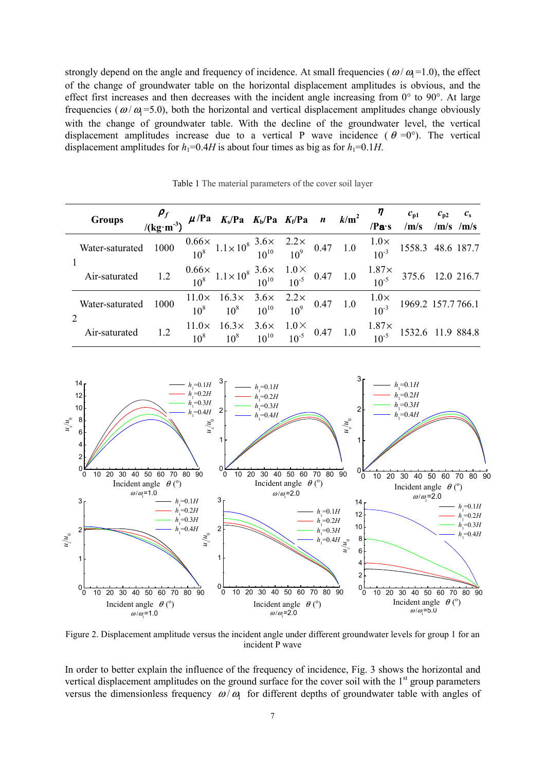strongly depend on the angle and frequency of incidence. At small frequencies ($\omega/\omega_1$=1.0), the effect of the change of groundwater table on the horizontal displacement amplitudes is obvious, and the effect first increases and then decreases with the incident angle increasing from 0° to 90°. At large frequencies ($\omega/\omega_1$=5.0), both the horizontal and vertical displacement amplitudes change obviously with the change of groundwater table. With the decline of the groundwater level, the vertical displacement amplitudes increase due to a vertical P wave incidence ($\theta$=0°). The vertical displacement amplitudes for $h_1$=0.4$H$ is about four times as big as for $h_1$=0.1$H$.

Table 1 The material parameters of the cover soil layer

| Groups | | $\rho_f$ /(kg·m$^{-3}$) | $\mu$/Pa | $K_s$/Pa | $K_b$/Pa | $K_f$/Pa | $n$ | $k$/m$^2$ | $\eta$ /Pa·s | $c_{p1}$ /m/s | $c_{p2}$ /m/s | $c_s$ /m/s |
|---|---|---|---|---|---|---|---|---|---|---|---|---|
| 1 | Water-saturated | 1000 | $0.66\times10^8$ | $1.1\times10^8$ | $3.6\times10^{10}$ | $2.2\times10^9$ | 0.47 | 1.0 | $1.0\times10^{-3}$ | 1558.3 | 48.6 | 187.7 |
| | Air-saturated | 1.2 | $0.66\times10^8$ | $1.1\times10^8$ | $3.6\times10^{10}$ | $1.0\times10^{-5}$ | 0.47 | 1.0 | $1.87\times10^{-5}$ | 375.6 | 12.0 | 216.7 |
| 2 | Water-saturated | 1000 | $11.0\times10^8$ | $16.3\times10^8$ | $3.6\times10^{10}$ | $2.2\times10^9$ | 0.47 | 1.0 | $1.0\times10^{-3}$ | 1969.2 | 157.7 | 766.1 |
| | Air-saturated | 1.2 | $11.0\times10^8$ | $16.3\times10^8$ | $3.6\times10^{10}$ | $1.0\times10^{-5}$ | 0.47 | 1.0 | $1.87\times10^{-5}$ | 1532.6 | 11.9 | 884.8 |

Figure 2. Displacement amplitude versus the incident angle under different groundwater levels for group 1 for an incident P wave

In order to better explain the influence of the frequency of incidence, Fig. 3 shows the horizontal and vertical displacement amplitudes on the ground surface for the cover soil with the 1st group parameters versus the dimensionless frequency $\omega/\omega_1$ for different depths of groundwater table with angles of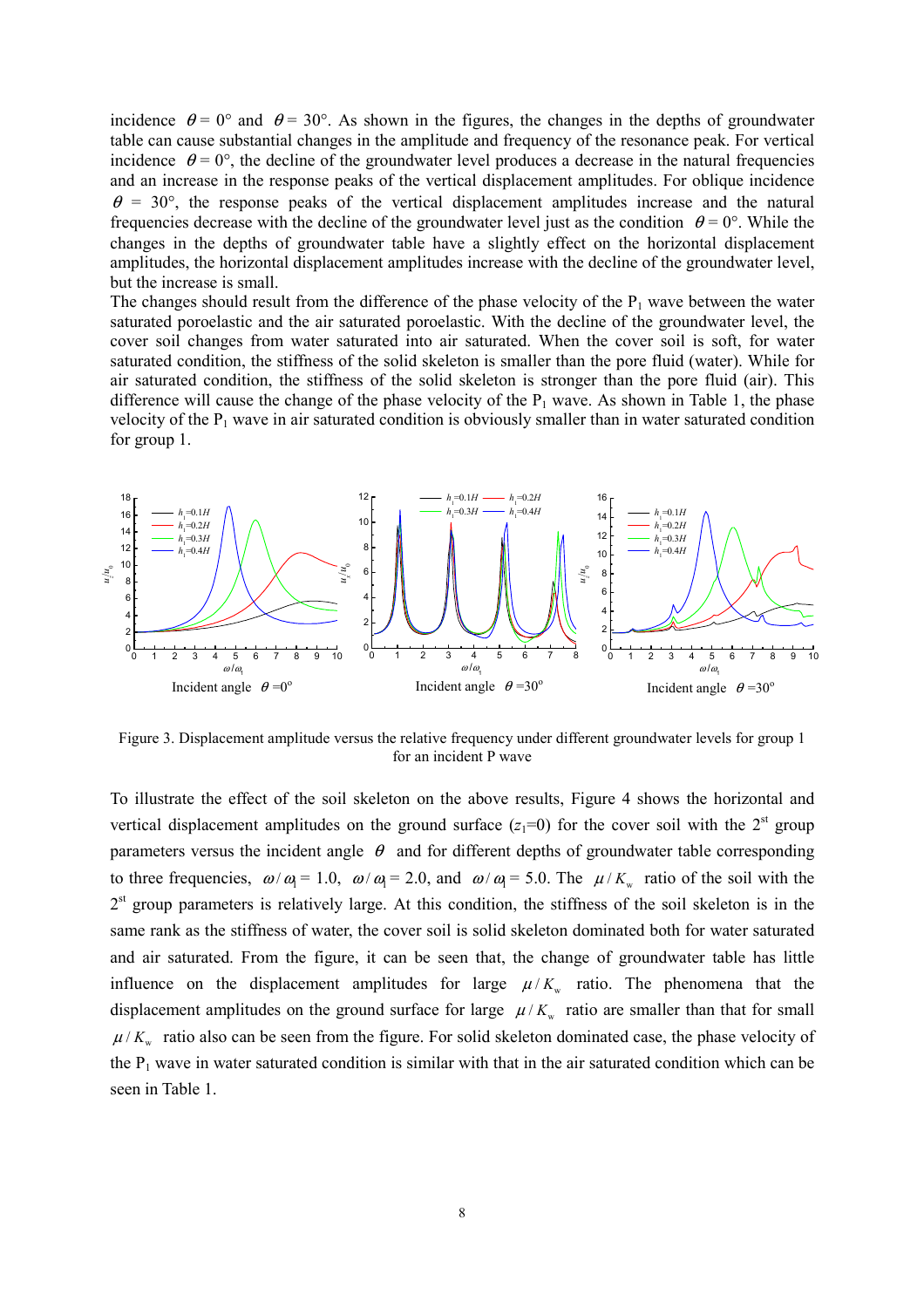incidence $\theta = 0°$ and $\theta = 30°$. As shown in the figures, the changes in the depths of groundwater table can cause substantial changes in the amplitude and frequency of the resonance peak. For vertical incidence $\theta = 0°$, the decline of the groundwater level produces a decrease in the natural frequencies and an increase in the response peaks of the vertical displacement amplitudes. For oblique incidence $\theta = 30°$, the response peaks of the vertical displacement amplitudes increase and the natural frequencies decrease with the decline of the groundwater level just as the condition $\theta = 0°$. While the changes in the depths of groundwater table have a slightly effect on the horizontal displacement amplitudes, the horizontal displacement amplitudes increase with the decline of the groundwater level, but the increase is small.

The changes should result from the difference of the phase velocity of the $P_1$ wave between the water saturated poroelastic and the air saturated poroelastic. With the decline of the groundwater level, the cover soil changes from water saturated into air saturated. When the cover soil is soft, for water saturated condition, the stiffness of the solid skeleton is smaller than the pore fluid (water). While for air saturated condition, the stiffness of the solid skeleton is stronger than the pore fluid (air). This difference will cause the change of the phase velocity of the $P_1$ wave. As shown in Table 1, the phase velocity of the $P_1$ wave in air saturated condition is obviously smaller than in water saturated condition for group 1.

Incident angle $\theta = 0°$ Incident angle $\theta = 30°$ Incident angle $\theta = 30°$

Figure 3. Displacement amplitude versus the relative frequency under different groundwater levels for group 1 for an incident P wave

To illustrate the effect of the soil skeleton on the above results, Figure 4 shows the horizontal and vertical displacement amplitudes on the ground surface ($z_1$=0) for the cover soil with the 2st group parameters versus the incident angle $\theta$ and for different depths of groundwater table corresponding to three frequencies, $\omega/\omega_1 = 1.0$, $\omega/\omega_1 = 2.0$, and $\omega/\omega_1 = 5.0$. The $\mu/K_w$ ratio of the soil with the 2st group parameters is relatively large. At this condition, the stiffness of the soil skeleton is in the same rank as the stiffness of water, the cover soil is solid skeleton dominated both for water saturated and air saturated. From the figure, it can be seen that, the change of groundwater table has little influence on the displacement amplitudes for large $\mu/K_w$ ratio. The phenomena that the displacement amplitudes on the ground surface for large $\mu/K_w$ ratio are smaller than that for small $\mu/K_w$ ratio also can be seen from the figure. For solid skeleton dominated case, the phase velocity of the $P_1$ wave in water saturated condition is similar with that in the air saturated condition which can be seen in Table 1.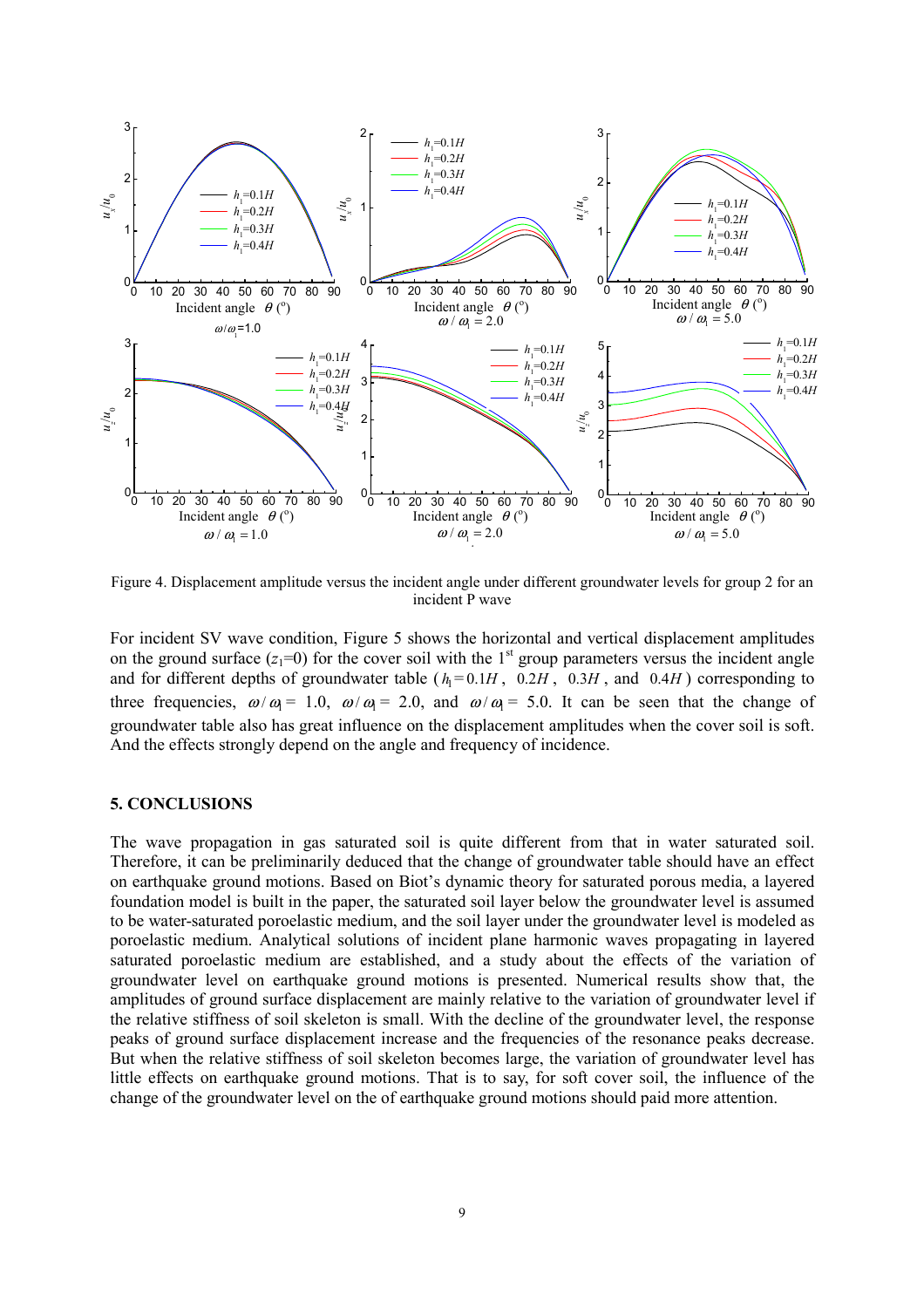Figure 4. Displacement amplitude versus the incident angle under different groundwater levels for group 2 for an incident P wave

For incident SV wave condition, Figure 5 shows the horizontal and vertical displacement amplitudes on the ground surface ($z_1$=0) for the cover soil with the 1st group parameters versus the incident angle and for different depths of groundwater table ($h_1 = 0.1H$, $0.2H$, $0.3H$, and $0.4H$) corresponding to three frequencies, $\omega/\omega_1 = 1.0$, $\omega/\omega_1 = 2.0$, and $\omega/\omega_1 = 5.0$. It can be seen that the change of groundwater table also has great influence on the displacement amplitudes when the cover soil is soft. And the effects strongly depend on the angle and frequency of incidence.

## 5. CONCLUSIONS

The wave propagation in gas saturated soil is quite different from that in water saturated soil. Therefore, it can be preliminarily deduced that the change of groundwater table should have an effect on earthquake ground motions. Based on Biot's dynamic theory for saturated porous media, a layered foundation model is built in the paper, the saturated soil layer below the groundwater level is assumed to be water-saturated poroelastic medium, and the soil layer under the groundwater level is modeled as poroelastic medium. Analytical solutions of incident plane harmonic waves propagating in layered saturated poroelastic medium are established, and a study about the effects of the variation of groundwater level on earthquake ground motions is presented. Numerical results show that, the amplitudes of ground surface displacement are mainly relative to the variation of groundwater level if the relative stiffness of soil skeleton is small. With the decline of the groundwater level, the response peaks of ground surface displacement increase and the frequencies of the resonance peaks decrease. But when the relative stiffness of soil skeleton becomes large, the variation of groundwater level has little effects on earthquake ground motions. That is to say, for soft cover soil, the influence of the change of the groundwater level on the of earthquake ground motions should paid more attention.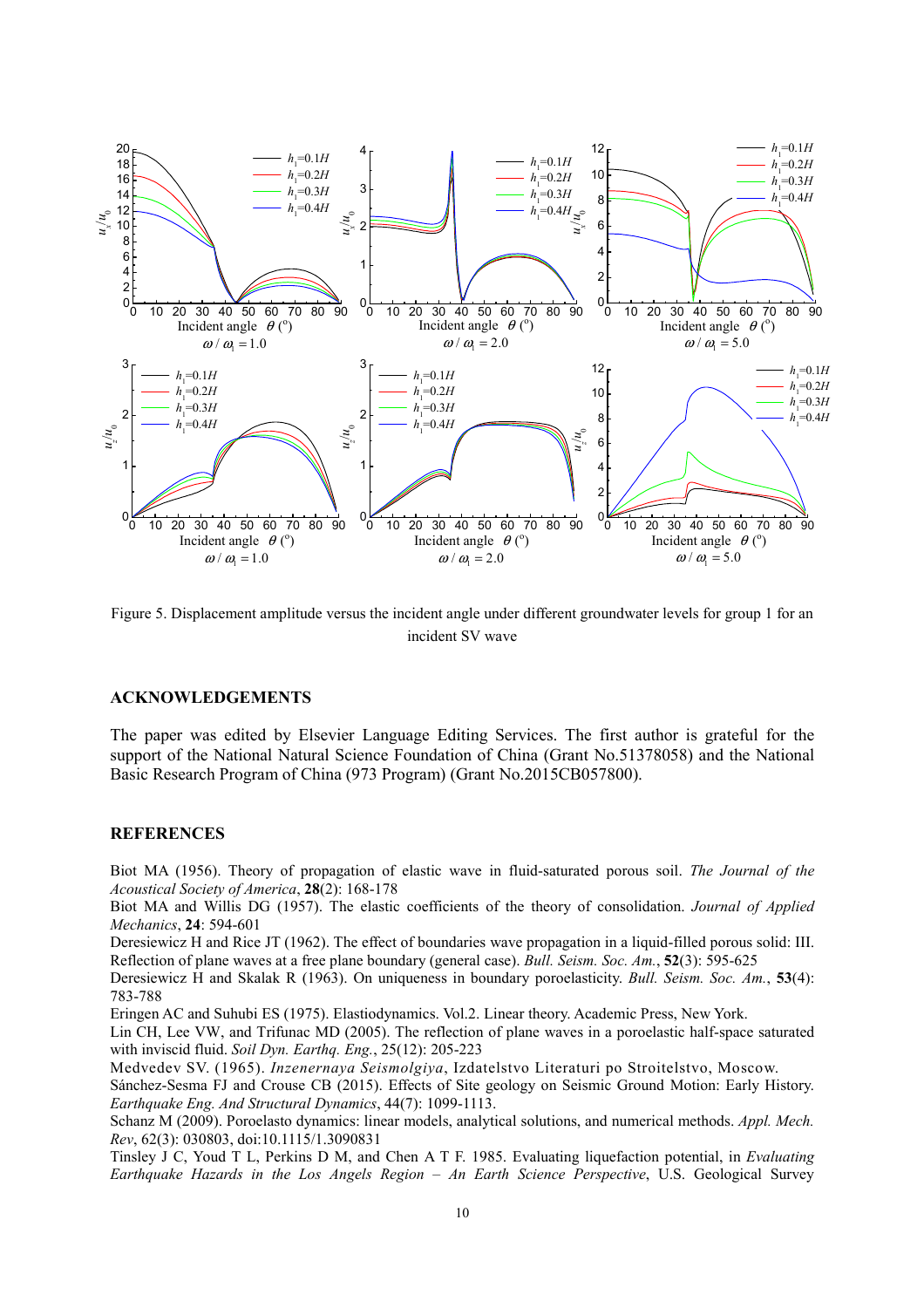Figure 5. Displacement amplitude versus the incident angle under different groundwater levels for group 1 for an incident SV wave

## ACKNOWLEDGEMENTS

The paper was edited by Elsevier Language Editing Services. The first author is grateful for the support of the National Natural Science Foundation of China (Grant No.51378058) and the National Basic Research Program of China (973 Program) (Grant No.2015CB057800).

## REFERENCES

Biot MA (1956). Theory of propagation of elastic wave in fluid-saturated porous soil. *The Journal of the Acoustical Society of America*, **28**(2): 168-178

Biot MA and Willis DG (1957). The elastic coefficients of the theory of consolidation. *Journal of Applied Mechanics*, **24**: 594-601

Deresiewicz H and Rice JT (1962). The effect of boundaries wave propagation in a liquid-filled porous solid: III. Reflection of plane waves at a free plane boundary (general case). *Bull. Seism. Soc. Am.*, **52**(3): 595-625

Deresiewicz H and Skalak R (1963). On uniqueness in boundary poroelasticity. *Bull. Seism. Soc. Am.*, **53**(4): 783-788

Eringen AC and Suhubi ES (1975). Elastiodynamics. Vol.2. Linear theory. Academic Press, New York.

Lin CH, Lee VW, and Trifunac MD (2005). The reflection of plane waves in a poroelastic half-space saturated with inviscid fluid. *Soil Dyn. Earthq. Eng.*, 25(12): 205-223

Medvedev SV. (1965). *Inzenernaya Seismolgiya*, Izdatelstvo Literaturi po Stroitelstvo, Moscow.

Sánchez-Sesma FJ and Crouse CB (2015). Effects of Site geology on Seismic Ground Motion: Early History. *Earthquake Eng. And Structural Dynamics*, 44(7): 1099-1113.

Schanz M (2009). Poroelasto dynamics: linear models, analytical solutions, and numerical methods. *Appl. Mech. Rev*, 62(3): 030803, doi:10.1115/1.3090831

Tinsley J C, Youd T L, Perkins D M, and Chen A T F. 1985. Evaluating liquefaction potential, in *Evaluating Earthquake Hazards in the Los Angels Region – An Earth Science Perspective*, U.S. Geological Survey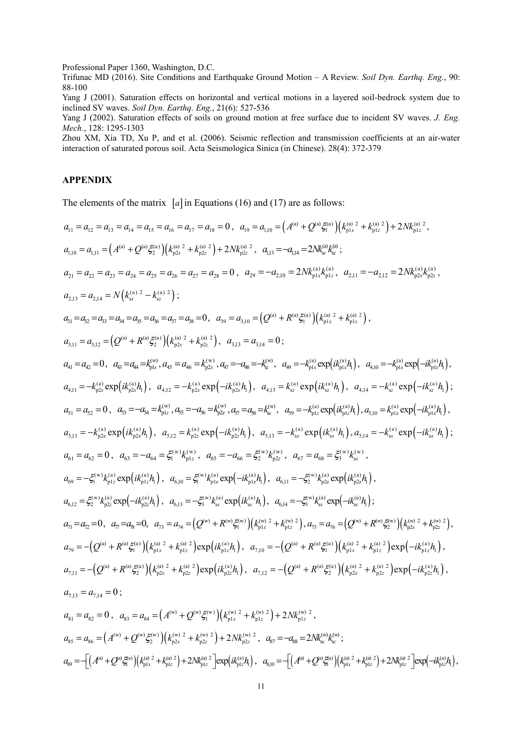Professional Paper 1360, Washington, D.C.

Trifunac MD (2016). Site Conditions and Earthquake Ground Motion – A Review. *Soil Dyn. Earthq. Eng.*, 90: 88-100

Yang J (2001). Saturation effects on horizontal and vertical motions in a layered soil-bedrock system due to inclined SV waves. *Soil Dyn. Earthq. Eng.*, 21(6): 527-536

Yang J (2002). Saturation effects of soils on ground motion at free surface due to incident SV waves. *J. Eng. Mech.*, 128: 1295-1303

Zhou XM, Xia TD, Xu P, and et al. (2006). Seismic reflection and transmission coefficients at an air-water interaction of saturated porous soil. Acta Seismologica Sinica (in Chinese). 28(4): 372-379

## APPENDIX

The elements of the matrix $[a]$ in Equations (16) and (17) are as follows:

$a_{11}=a_{12}=a_{13}=a_{14}=a_{15}=a_{16}=a_{17}=a_{18}=0$, $a_{19}=a_{1,10}=\left(A^{(a)}+Q^{(a)}\xi_1^{(a)}\right)\left(k_{p1x}^{(a)\,2}+k_{p1z}^{(a)\,2}\right)+2Nk_{p1z}^{(a)\,2}$,

$a_{1,10}=a_{1,11}=\left(A^{(a)}+Q^{(a)}\xi_2^{(a)}\right)\left(k_{p2x}^{(a)\,2}+k_{p2z}^{(a)\,2}\right)+2Nk_{p2z}^{(a)\,2}$, $a_{1,13}=-a_{1,14}=2Nk_{sx}^{(a)}k_{sz}^{(a)}$;

$a_{21}=a_{22}=a_{23}=a_{24}=a_{25}=a_{26}=a_{27}=a_{28}=0$, $a_{29}=-a_{2,10}=2Nk_{p1x}^{(a)}k_{p1z}^{(a)}$, $a_{2,11}=-a_{2,12}=2Nk_{p2x}^{(a)}k_{p2z}^{(a)}$,

$a_{2,13}=a_{2,14}=N\left(k_{sx}^{(a)\,2}-k_{sz}^{(a)\,2}\right)$;

$a_{31}=a_{32}=a_{33}=a_{34}=a_{35}=a_{36}=a_{37}=a_{38}=0$, $a_{39}=a_{3,10}=\left(Q^{(a)}+R^{(a)}\xi_1^{(a)}\right)\left(k_{p1x}^{(a)\,2}+k_{p1z}^{(a)\,2}\right)$,

$a_{3,11}=a_{3,12}=\left(Q^{(a)}+R^{(a)}\xi_2^{(a)}\right)\left(k_{p2x}^{(a)\,2}+k_{p2z}^{(a)\,2}\right)$, $a_{3,13}=a_{3,14}=0$;

$a_{41}=a_{42}=0$, $a_{43}=a_{44}=k_{p1x}^{(w)}, a_{45}=a_{46}=k_{p2x}^{(w)}, a_{47}=-a_{48}=-k_{sz}^{(w)}$, $a_{49}=-k_{p1x}^{(a)}\exp\left(ik_{p1x}^{(a)}h_1\right)$, $a_{4,10}=-k_{p1x}^{(a)}\exp\left(-ik_{p1x}^{(a)}h_1\right)$,

$a_{4,11}=-k_{p2x}^{(a)}\exp\left(ik_{p2x}^{(a)}h_1\right)$, $a_{4,12}=-k_{p2x}^{(a)}\exp\left(-ik_{p2x}^{(a)}h_1\right)$, $a_{4,13}=k_{sz}^{(a)}\exp\left(ik_{sz}^{(a)}h_1\right)$, $a_{4,14}=-k_{sz}^{(a)}\exp\left(-ik_{sz}^{(a)}h_1\right)$;

$a_{51}=a_{52}=0$, $a_{53}=-a_{54}=k_{p1z}^{(w)}, a_{55}=-a_{56}=k_{p2z}^{(w)}, a_{57}=a_{58}=k_{sx}^{(w)}$, $a_{59}=-k_{p1z}^{(a)}\exp\left(ik_{p1z}^{(a)}h_1\right), a_{5,10}=k_{p1z}^{(a)}\exp\left(-ik_{p1z}^{(a)}h_1\right)$,

$a_{5,11}=-k_{p2z}^{(a)}\exp\left(ik_{p2z}^{(a)}h_1\right)$, $a_{5,12}=k_{p2z}^{(a)}\exp\left(-ik_{p2z}^{(a)}h_1\right)$, $a_{5,13}=-k_{sx}^{(a)}\exp\left(ik_{sx}^{(a)}h_1\right), a_{5,14}=-k_{sx}^{(a)}\exp\left(-ik_{sx}^{(a)}h_1\right)$;

$a_{61}=a_{62}=0$, $a_{63}=-a_{64}=\xi_1^{(w)}k_{p1z}^{(w)}$, $a_{65}=-a_{66}=\xi_2^{(w)}k_{p2z}^{(w)}$, $a_{67}=a_{68}=\xi_3^{(w)}k_{sx}^{(w)}$,

$a_{69}=-\xi_1^{(w)}k_{p1z}^{(a)}\exp\left(ik_{p1z}^{(a)}h_1\right)$, $a_{6,10}=\xi_1^{(w)}k_{p1z}^{(a)}\exp\left(-ik_{p1z}^{(a)}h_1\right)$, $a_{6,11}=-\xi_2^{(w)}k_{p2z}^{(a)}\exp\left(ik_{p2z}^{(a)}h_1\right)$,

$a_{6,12}=\xi_2^{(w)}k_{p2z}^{(a)}\exp\left(-ik_{p2z}^{(a)}h_1\right)$, $a_{6,13}=-\xi_3^{(w)}k_{sx}^{(a)}\exp\left(ik_{sx}^{(a)}h_1\right)$, $a_{6,14}=-\xi_3^{(w)}k_{sx}^{(a)}\exp\left(-ik_{sx}^{(a)}h_1\right)$;

$a_{71}=a_{72}=0,\ a_{77}=a_{78}=0,\ a_{73}=a_{74}=\left(Q^{(w)}+R^{(w)}\xi_1^{(w)}\right)\left(k_{p1x}^{(w)\,2}+k_{p1z}^{(w)\,2}\right), a_{75}=a_{76}=\left(Q^{(w)}+R^{(w)}\xi_2^{(w)}\right)\left(k_{p2x}^{(w)\,2}+k_{p2z}^{(w)\,2}\right)$,

$a_{79}=-\left(Q^{(a)}+R^{(a)}\xi_1^{(a)}\right)\left(k_{p1x}^{(a)\,2}+k_{p1z}^{(a)\,2}\right)\exp\left(ik_{p1z}^{(a)}h_1\right)$, $a_{7,10}=-\left(Q^{(a)}+R^{(a)}\xi_1^{(a)}\right)\left(k_{p1x}^{(a)\,2}+k_{p1z}^{(a)\,2}\right)\exp\left(-ik_{p1z}^{(a)}h_1\right)$,

$a_{7,11}=-\left(Q^{(a)}+R^{(a)}\xi_2^{(a)}\right)\left(k_{p2x}^{(a)\,2}+k_{p2z}^{(a)\,2}\right)\exp\left(ik_{p2z}^{(a)}h_1\right)$, $a_{7,12}=-\left(Q^{(a)}+R^{(a)}\xi_2^{(a)}\right)\left(k_{p2x}^{(a)\,2}+k_{p2z}^{(a)\,2}\right)\exp\left(-ik_{p2z}^{(a)}h_1\right)$,

$a_{7,13}=a_{7,14}=0$;

$a_{81}=a_{82}=0$, $a_{83}=a_{84}=\left(A^{(w)}+Q^{(w)}\xi_1^{(w)}\right)\left(k_{p1x}^{(w)\,2}+k_{p1z}^{(w)\,2}\right)+2Nk_{p1z}^{(w)\,2}$,

$a_{85}=a_{86}=\left(A^{(w)}+Q^{(w)}\xi_2^{(w)}\right)\left(k_{p2x}^{(w)\,2}+k_{p2z}^{(w)\,2}\right)+2Nk_{p2z}^{(w)\,2}$, $a_{87}=-a_{88}=2Nk_{sx}^{(w)}k_{sz}^{(w)}$;

$a_{89}=-\left[\left(A^{(a)}+Q^{(a)}\xi_1^{(a)}\right)\left(k_{p1x}^{(a)\,2}+k_{p1z}^{(a)\,2}\right)+2Nk_{p1z}^{(a)\,2}\right]\exp\left(ik_{p1z}^{(a)}h_1\right)$, $a_{8,10}=-\left[\left(A^{(a)}+Q^{(a)}\xi_1^{(a)}\right)\left(k_{p1x}^{(a)\,2}+k_{p1z}^{(a)\,2}\right)+2Nk_{p1z}^{(a)\,2}\right]\exp\left(-ik_{p1z}^{(a)}h_1\right)$,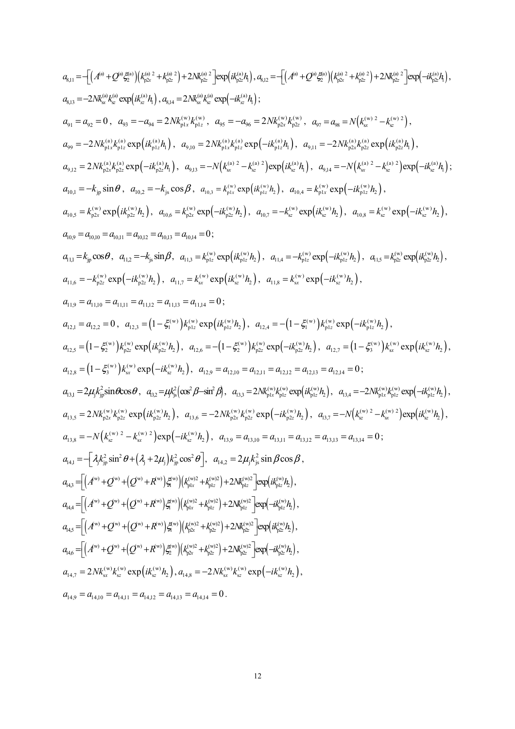$a_{8,11} = -\left[\left(A^{(a)} + Q^{(a)}\xi_2^{(a)}\right)\left(k_{p2x}^{(a)\,2} + k_{p2z}^{(a)\,2}\right) + 2Nk_{p2z}^{(a)\,2}\right]\exp\left(ik_{p2z}^{(a)}h_1\right)$, $a_{8,12} = -\left[\left(A^{(a)} + Q^{(a)}\xi_2^{(a)}\right)\left(k_{p2x}^{(a)\,2} + k_{p2z}^{(a)\,2}\right) + 2Nk_{p2z}^{(a)\,2}\right]\exp\left(-ik_{p2z}^{(a)}h_1\right)$,

$a_{8,13} = -2Nk_{sx}^{(a)}k_{sz}^{(a)}\exp\left(ik_{sz}^{(a)}h_1\right)$, $a_{8,14} = 2Nk_{sx}^{(a)}k_{sz}^{(a)}\exp\left(-ik_{sz}^{(a)}h_1\right)$;

$a_{91} = a_{92} = 0$, $a_{93} = -a_{94} = 2Nk_{p1x}^{(w)}k_{p1z}^{(w)}$, $a_{95} = -a_{96} = 2Nk_{p2x}^{(w)}k_{p2z}^{(w)}$, $a_{97} = a_{98} = N\left(k_{sx}^{(w)\,2} - k_{sz}^{(w)\,2}\right)$,

$a_{99} = -2Nk_{p1x}^{(a)}k_{p1z}^{(a)}\exp\left(ik_{p1z}^{(a)}h_1\right)$, $a_{9,10} = 2Nk_{p1x}^{(a)}k_{p1z}^{(a)}\exp\left(-ik_{p1z}^{(a)}h_1\right)$, $a_{9,11} = -2Nk_{p2x}^{(a)}k_{p2z}^{(a)}\exp\left(ik_{p2z}^{(a)}h_1\right)$,

$a_{9,12} = 2Nk_{p2x}^{(a)}k_{p2z}^{(a)}\exp\left(-ik_{p2z}^{(a)}h_1\right)$, $a_{9,13} = -N\left(k_{sx}^{(a)\,2} - k_{sz}^{(a)\,2}\right)\exp\left(ik_{sz}^{(a)}h_1\right)$, $a_{9,14} = -N\left(k_{sx}^{(a)\,2} - k_{sz}^{(a)\,2}\right)\exp\left(-ik_{sz}^{(a)}h_1\right)$;

$a_{10,1} = -k_{jp}\sin\theta$, $a_{10,2} = -k_{js}\cos\beta$, $a_{10,3} = k_{p1x}^{(w)}\exp\left(ik_{p1z}^{(w)}h_2\right)$, $a_{10,4} = k_{p1x}^{(w)}\exp\left(-ik_{p1z}^{(w)}h_2\right)$,

$a_{10,5} = k_{p2x}^{(w)}\exp\left(ik_{p2z}^{(w)}h_2\right)$, $a_{10,6} = k_{p2x}^{(w)}\exp\left(-ik_{p2z}^{(w)}h_2\right)$, $a_{10,7} = -k_{sz}^{(w)}\exp\left(ik_{sz}^{(w)}h_2\right)$, $a_{10,8} = k_{sz}^{(w)}\exp\left(-ik_{sz}^{(w)}h_2\right)$,

$a_{10,9} = a_{10,10} = a_{10,11} = a_{10,12} = a_{10,13} = a_{10,14} = 0$;

$a_{11,1} = k_{jp}\cos\theta$, $a_{11,2} = -k_{js}\sin\beta$, $a_{11,3} = k_{p1z}^{(w)}\exp\left(ik_{p1z}^{(w)}h_2\right)$, $a_{11,4} = -k_{p1z}^{(w)}\exp\left(-ik_{p1z}^{(w)}h_2\right)$, $a_{11,5} = k_{p2z}^{(w)}\exp\left(ik_{p2z}^{(w)}h_2\right)$,

$a_{11,6} = -k_{p2z}^{(w)}\exp\left(-ik_{p2z}^{(w)}h_2\right)$, $a_{11,7} = k_{sx}^{(w)}\exp\left(ik_{sz}^{(w)}h_2\right)$, $a_{11,8} = k_{sx}^{(w)}\exp\left(-ik_{sz}^{(w)}h_2\right)$,

$a_{11,9} = a_{11,10} = a_{11,11} = a_{11,12} = a_{11,13} = a_{11,14} = 0$;

$a_{12,1} = a_{12,2} = 0$, $a_{12,3} = \left(1 - \xi_1^{(w)}\right)k_{p1z}^{(w)}\exp\left(ik_{p1z}^{(w)}h_2\right)$, $a_{12,4} = -\left(1 - \xi_1^{(w)}\right)k_{p1z}^{(w)}\exp\left(-ik_{p1z}^{(w)}h_2\right)$,

$a_{12,5} = \left(1 - \xi_2^{(w)}\right)k_{p2z}^{(w)}\exp\left(ik_{p2z}^{(w)}h_2\right)$, $a_{12,6} = -\left(1 - \xi_2^{(w)}\right)k_{p2z}^{(w)}\exp\left(-ik_{p2z}^{(w)}h_2\right)$, $a_{12,7} = \left(1 - \xi_3^{(w)}\right)k_{sx}^{(w)}\exp\left(ik_{sz}^{(w)}h_2\right)$,

$a_{12,8} = \left(1 - \xi_3^{(w)}\right)k_{sx}^{(w)}\exp\left(-ik_{sz}^{(w)}h_2\right)$, $a_{12,9} = a_{12,10} = a_{12,11} = a_{12,12} = a_{12,13} = a_{12,14} = 0$;

$a_{13,1} = 2\mu_j k_{jp}^2\sin\theta\cos\theta$, $a_{13,2} = \mu_j k_{js}^2\left(\cos^2\beta - \sin^2\beta\right)$, $a_{13,3} = 2Nk_{p1x}^{(w)}k_{p1z}^{(w)}\exp\left(ik_{p1z}^{(w)}h_2\right)$, $a_{13,4} = -2Nk_{p1x}^{(w)}k_{p1z}^{(w)}\exp\left(-ik_{p1z}^{(w)}h_2\right)$,

$a_{13,5} = 2Nk_{p2x}^{(w)}k_{p2z}^{(w)}\exp\left(ik_{p2z}^{(w)}h_2\right)$, $a_{13,6} = -2Nk_{p2x}^{(w)}k_{p2z}^{(w)}\exp\left(-ik_{p2z}^{(w)}h_2\right)$, $a_{13,7} = -N\left(k_{sz}^{(w)\,2} - k_{sx}^{(w)\,2}\right)\exp\left(ik_{sz}^{(w)}h_2\right)$,

$a_{13,8} = -N\left(k_{sz}^{(w)\,2} - k_{sx}^{(w)\,2}\right)\exp\left(-ik_{sz}^{(w)}h_2\right)$, $a_{13,9} = a_{13,10} = a_{13,11} = a_{13,12} = a_{13,13} = a_{13,14} = 0$;

$a_{14,1} = -\left[\lambda_j k_{jp}^2\sin^2\theta + \left(\lambda_j + 2\mu_j\right)k_{jp}^2\cos^2\theta\right]$, $a_{14,2} = 2\mu_j k_{js}^2\sin\beta\cos\beta$,

$a_{14,3} = \left[\left(A^{(w)} + Q^{(w)} + \left(Q^{(w)} + R^{(w)}\right)\xi_1^{(w)}\right)\left(k_{p1x}^{(w)2} + k_{p1z}^{(w)2}\right) + 2Nk_{p1z}^{(w)2}\right]\exp\left(ik_{p1z}^{(w)}h_2\right)$,

$a_{14,4} = \left[\left(A^{(w)} + Q^{(w)} + \left(Q^{(w)} + R^{(w)}\right)\xi_1^{(w)}\right)\left(k_{p1x}^{(w)2} + k_{p1z}^{(w)2}\right) + 2Nk_{p1z}^{(w)2}\right]\exp\left(-ik_{p1z}^{(w)}h_2\right)$,

$a_{14,5} = \left[\left(A^{(w)} + Q^{(w)} + \left(Q^{(w)} + R^{(w)}\right)\xi_1^{(w)}\right)\left(k_{p2x}^{(w)2} + k_{p2z}^{(w)2}\right) + 2Nk_{p2z}^{(w)2}\right]\exp\left(ik_{p2z}^{(w)}h_2\right)$,

$a_{14,6} = \left[\left(A^{(w)} + Q^{(w)} + \left(Q^{(w)} + R^{(w)}\right)\xi_2^{(w)}\right)\left(k_{p2x}^{(w)2} + k_{p2z}^{(w)2}\right) + 2Nk_{p2z}^{(w)2}\right]\exp\left(-ik_{p2z}^{(w)}h_2\right)$,

$a_{14,7} = 2Nk_{sx}^{(w)}k_{sz}^{(w)}\exp\left(ik_{sz}^{(w)}h_2\right)$, $a_{14,8} = -2Nk_{sx}^{(w)}k_{sz}^{(w)}\exp\left(-ik_{sz}^{(w)}h_2\right)$,

$a_{14,9} = a_{14,10} = a_{14,11} = a_{14,12} = a_{14,13} = a_{14,14} = 0$.